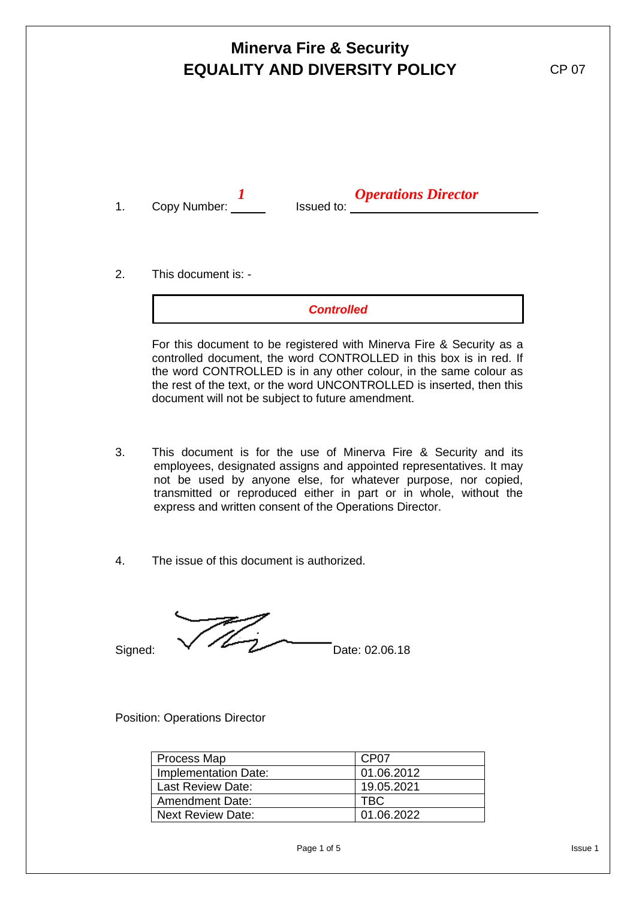# Minerva Fire & Security
# EQUALITY AND DIVERSITY POLICY

CP 07

1. Copy Number: ***1*** Issued to: ***Operations Director***

2. This document is: -

***Controlled***

For this document to be registered with Minerva Fire & Security as a controlled document, the word CONTROLLED in this box is in red. If the word CONTROLLED is in any other colour, in the same colour as the rest of the text, or the word UNCONTROLLED is inserted, then this document will not be subject to future amendment.

3. This document is for the use of Minerva Fire & Security and its employees, designated assigns and appointed representatives. It may not be used by anyone else, for whatever purpose, nor copied, transmitted or reproduced either in part or in whole, without the express and written consent of the Operations Director.

4. The issue of this document is authorized.

Signed: Date: 02.06.18

Position: Operations Director

| Process Map | CP07 |
|---|---|
| Implementation Date: | 01.06.2012 |
| Last Review Date: | 19.05.2021 |
| Amendment Date: | TBC |
| Next Review Date: | 01.06.2022 |

Issue 1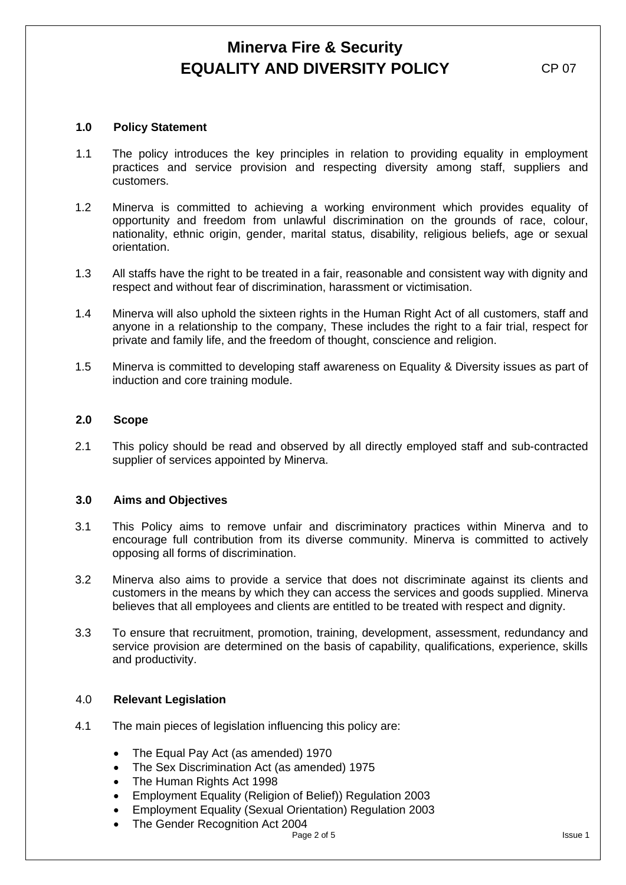# Minerva Fire & Security
# EQUALITY AND DIVERSITY POLICY

CP 07

## 1.0 Policy Statement

1.1 The policy introduces the key principles in relation to providing equality in employment practices and service provision and respecting diversity among staff, suppliers and customers.

1.2 Minerva is committed to achieving a working environment which provides equality of opportunity and freedom from unlawful discrimination on the grounds of race, colour, nationality, ethnic origin, gender, marital status, disability, religious beliefs, age or sexual orientation.

1.3 All staffs have the right to be treated in a fair, reasonable and consistent way with dignity and respect and without fear of discrimination, harassment or victimisation.

1.4 Minerva will also uphold the sixteen rights in the Human Right Act of all customers, staff and anyone in a relationship to the company, These includes the right to a fair trial, respect for private and family life, and the freedom of thought, conscience and religion.

1.5 Minerva is committed to developing staff awareness on Equality & Diversity issues as part of induction and core training module.

## 2.0 Scope

2.1 This policy should be read and observed by all directly employed staff and sub-contracted supplier of services appointed by Minerva.

## 3.0 Aims and Objectives

3.1 This Policy aims to remove unfair and discriminatory practices within Minerva and to encourage full contribution from its diverse community. Minerva is committed to actively opposing all forms of discrimination.

3.2 Minerva also aims to provide a service that does not discriminate against its clients and customers in the means by which they can access the services and goods supplied. Minerva believes that all employees and clients are entitled to be treated with respect and dignity.

3.3 To ensure that recruitment, promotion, training, development, assessment, redundancy and service provision are determined on the basis of capability, qualifications, experience, skills and productivity.

## 4.0 Relevant Legislation

4.1 The main pieces of legislation influencing this policy are:

- The Equal Pay Act (as amended) 1970
- The Sex Discrimination Act (as amended) 1975
- The Human Rights Act 1998
- Employment Equality (Religion of Belief)) Regulation 2003
- Employment Equality (Sexual Orientation) Regulation 2003
- The Gender Recognition Act 2004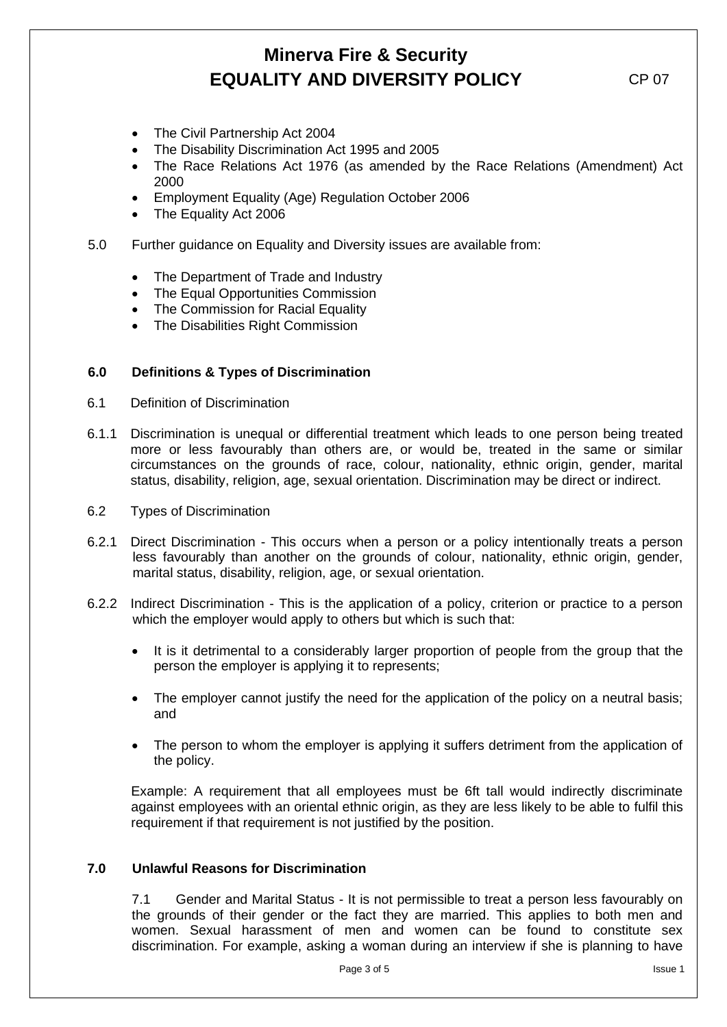- The Civil Partnership Act 2004
- The Disability Discrimination Act 1995 and 2005
- The Race Relations Act 1976 (as amended by the Race Relations (Amendment) Act 2000
- Employment Equality (Age) Regulation October 2006
- The Equality Act 2006

5.0 Further guidance on Equality and Diversity issues are available from:

- The Department of Trade and Industry
- The Equal Opportunities Commission
- The Commission for Racial Equality
- The Disabilities Right Commission

## 6.0 Definitions & Types of Discrimination

6.1 Definition of Discrimination

6.1.1 Discrimination is unequal or differential treatment which leads to one person being treated more or less favourably than others are, or would be, treated in the same or similar circumstances on the grounds of race, colour, nationality, ethnic origin, gender, marital status, disability, religion, age, sexual orientation. Discrimination may be direct or indirect.

6.2 Types of Discrimination

6.2.1 Direct Discrimination - This occurs when a person or a policy intentionally treats a person less favourably than another on the grounds of colour, nationality, ethnic origin, gender, marital status, disability, religion, age, or sexual orientation.

6.2.2 Indirect Discrimination - This is the application of a policy, criterion or practice to a person which the employer would apply to others but which is such that:

- It is it detrimental to a considerably larger proportion of people from the group that the person the employer is applying it to represents;
- The employer cannot justify the need for the application of the policy on a neutral basis; and
- The person to whom the employer is applying it suffers detriment from the application of the policy.

Example: A requirement that all employees must be 6ft tall would indirectly discriminate against employees with an oriental ethnic origin, as they are less likely to be able to fulfil this requirement if that requirement is not justified by the position.

## 7.0 Unlawful Reasons for Discrimination

7.1 Gender and Marital Status - It is not permissible to treat a person less favourably on the grounds of their gender or the fact they are married. This applies to both men and women. Sexual harassment of men and women can be found to constitute sex discrimination. For example, asking a woman during an interview if she is planning to have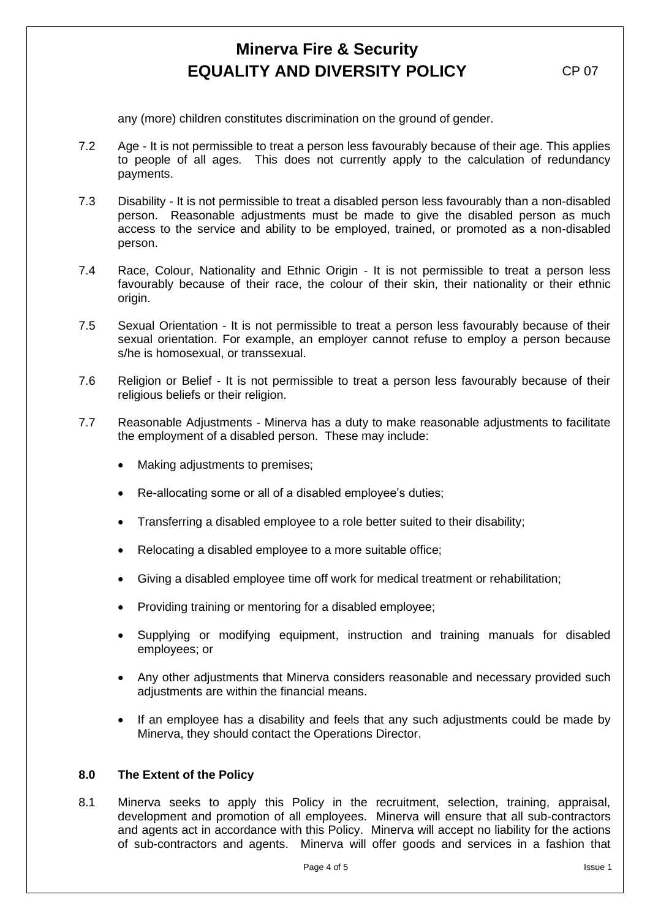any (more) children constitutes discrimination on the ground of gender.

7.2 Age - It is not permissible to treat a person less favourably because of their age. This applies to people of all ages. This does not currently apply to the calculation of redundancy payments.

7.3 Disability - It is not permissible to treat a disabled person less favourably than a non-disabled person. Reasonable adjustments must be made to give the disabled person as much access to the service and ability to be employed, trained, or promoted as a non-disabled person.

7.4 Race, Colour, Nationality and Ethnic Origin - It is not permissible to treat a person less favourably because of their race, the colour of their skin, their nationality or their ethnic origin.

7.5 Sexual Orientation - It is not permissible to treat a person less favourably because of their sexual orientation. For example, an employer cannot refuse to employ a person because s/he is homosexual, or transsexual.

7.6 Religion or Belief - It is not permissible to treat a person less favourably because of their religious beliefs or their religion.

7.7 Reasonable Adjustments - Minerva has a duty to make reasonable adjustments to facilitate the employment of a disabled person. These may include:

- Making adjustments to premises;
- Re-allocating some or all of a disabled employee's duties;
- Transferring a disabled employee to a role better suited to their disability;
- Relocating a disabled employee to a more suitable office;
- Giving a disabled employee time off work for medical treatment or rehabilitation;
- Providing training or mentoring for a disabled employee;
- Supplying or modifying equipment, instruction and training manuals for disabled employees; or
- Any other adjustments that Minerva considers reasonable and necessary provided such adjustments are within the financial means.
- If an employee has a disability and feels that any such adjustments could be made by Minerva, they should contact the Operations Director.

## 8.0 The Extent of the Policy

8.1 Minerva seeks to apply this Policy in the recruitment, selection, training, appraisal, development and promotion of all employees. Minerva will ensure that all sub-contractors and agents act in accordance with this Policy. Minerva will accept no liability for the actions of sub-contractors and agents. Minerva will offer goods and services in a fashion that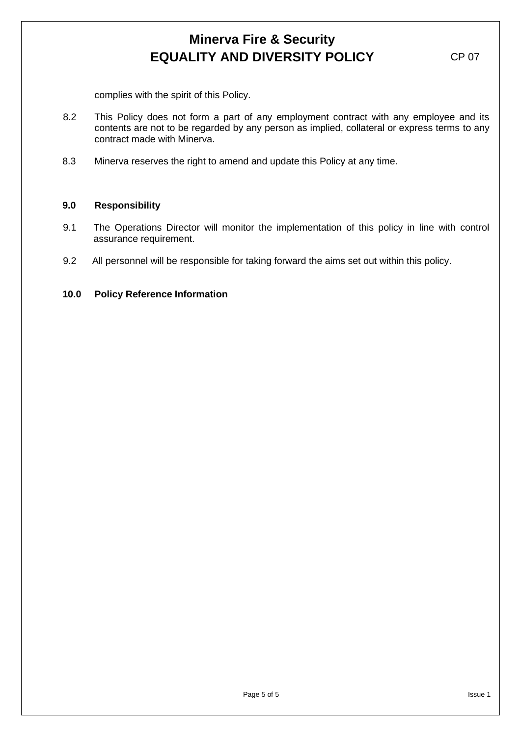complies with the spirit of this Policy.

8.2 This Policy does not form a part of any employment contract with any employee and its contents are not to be regarded by any person as implied, collateral or express terms to any contract made with Minerva.

8.3 Minerva reserves the right to amend and update this Policy at any time.

## 9.0 Responsibility

9.1 The Operations Director will monitor the implementation of this policy in line with control assurance requirement.

9.2 All personnel will be responsible for taking forward the aims set out within this policy.

## 10.0 Policy Reference Information